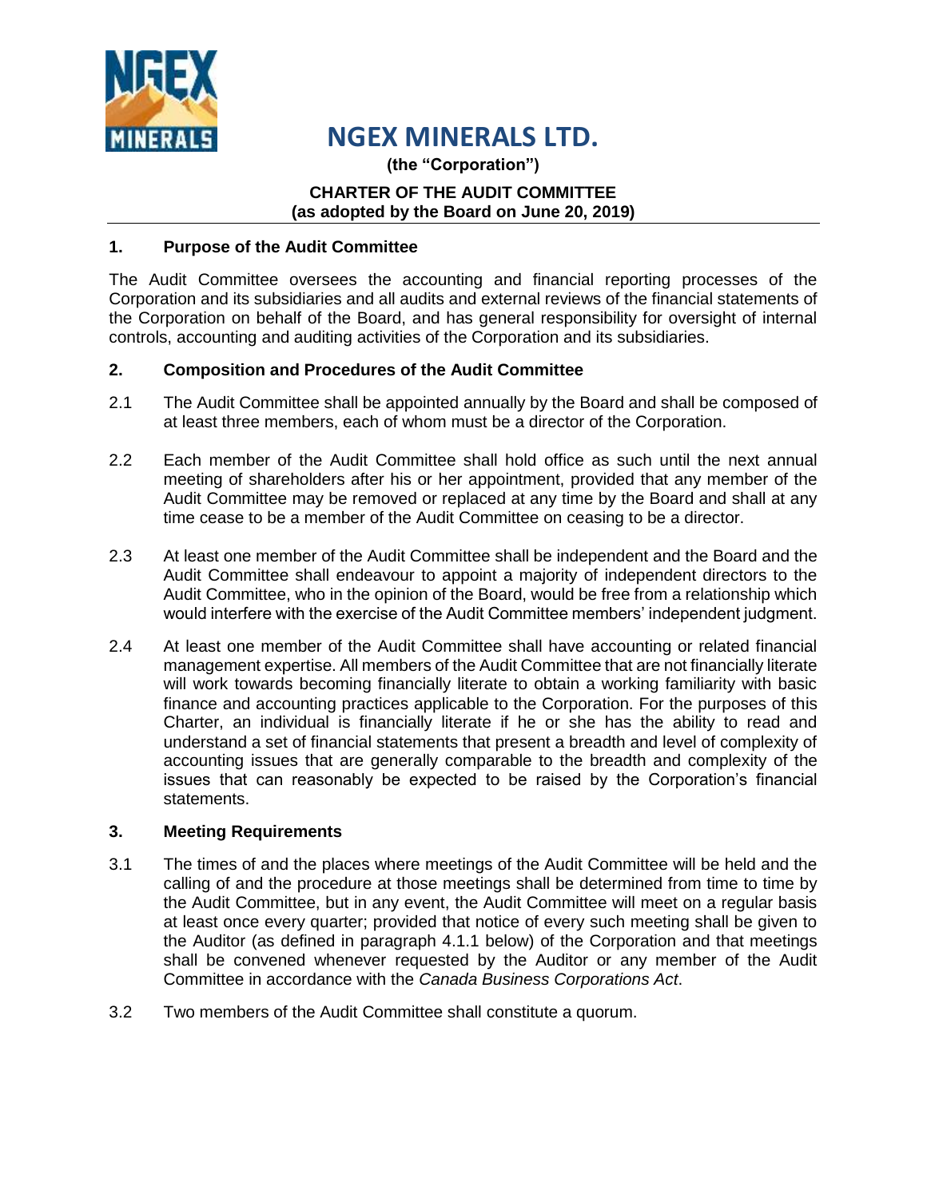# NGEX MINERALS LTD.

**(the "Corporation")**

**CHARTER OF THE AUDIT COMMITTEE**
**(as adopted by the Board on June 20, 2019)**

## 1. Purpose of the Audit Committee

The Audit Committee oversees the accounting and financial reporting processes of the Corporation and its subsidiaries and all audits and external reviews of the financial statements of the Corporation on behalf of the Board, and has general responsibility for oversight of internal controls, accounting and auditing activities of the Corporation and its subsidiaries.

## 2. Composition and Procedures of the Audit Committee

2.1 The Audit Committee shall be appointed annually by the Board and shall be composed of at least three members, each of whom must be a director of the Corporation.

2.2 Each member of the Audit Committee shall hold office as such until the next annual meeting of shareholders after his or her appointment, provided that any member of the Audit Committee may be removed or replaced at any time by the Board and shall at any time cease to be a member of the Audit Committee on ceasing to be a director.

2.3 At least one member of the Audit Committee shall be independent and the Board and the Audit Committee shall endeavour to appoint a majority of independent directors to the Audit Committee, who in the opinion of the Board, would be free from a relationship which would interfere with the exercise of the Audit Committee members' independent judgment.

2.4 At least one member of the Audit Committee shall have accounting or related financial management expertise. All members of the Audit Committee that are not financially literate will work towards becoming financially literate to obtain a working familiarity with basic finance and accounting practices applicable to the Corporation. For the purposes of this Charter, an individual is financially literate if he or she has the ability to read and understand a set of financial statements that present a breadth and level of complexity of accounting issues that are generally comparable to the breadth and complexity of the issues that can reasonably be expected to be raised by the Corporation's financial statements.

## 3. Meeting Requirements

3.1 The times of and the places where meetings of the Audit Committee will be held and the calling of and the procedure at those meetings shall be determined from time to time by the Audit Committee, but in any event, the Audit Committee will meet on a regular basis at least once every quarter; provided that notice of every such meeting shall be given to the Auditor (as defined in paragraph 4.1.1 below) of the Corporation and that meetings shall be convened whenever requested by the Auditor or any member of the Audit Committee in accordance with the *Canada Business Corporations Act*.

3.2 Two members of the Audit Committee shall constitute a quorum.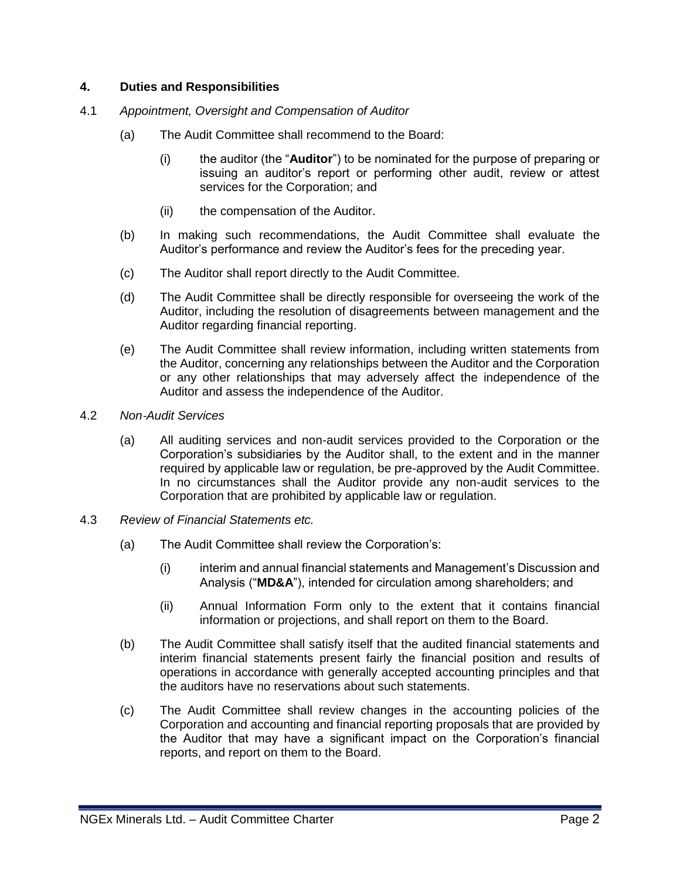## 4. Duties and Responsibilities

4.1 *Appointment, Oversight and Compensation of Auditor*

(a) The Audit Committee shall recommend to the Board:

(i) the auditor (the "**Auditor**") to be nominated for the purpose of preparing or issuing an auditor's report or performing other audit, review or attest services for the Corporation; and

(ii) the compensation of the Auditor.

(b) In making such recommendations, the Audit Committee shall evaluate the Auditor's performance and review the Auditor's fees for the preceding year.

(c) The Auditor shall report directly to the Audit Committee.

(d) The Audit Committee shall be directly responsible for overseeing the work of the Auditor, including the resolution of disagreements between management and the Auditor regarding financial reporting.

(e) The Audit Committee shall review information, including written statements from the Auditor, concerning any relationships between the Auditor and the Corporation or any other relationships that may adversely affect the independence of the Auditor and assess the independence of the Auditor.

4.2 *Non-Audit Services*

(a) All auditing services and non-audit services provided to the Corporation or the Corporation's subsidiaries by the Auditor shall, to the extent and in the manner required by applicable law or regulation, be pre-approved by the Audit Committee. In no circumstances shall the Auditor provide any non-audit services to the Corporation that are prohibited by applicable law or regulation.

4.3 *Review of Financial Statements etc.*

(a) The Audit Committee shall review the Corporation's:

(i) interim and annual financial statements and Management's Discussion and Analysis ("**MD&A**"), intended for circulation among shareholders; and

(ii) Annual Information Form only to the extent that it contains financial information or projections, and shall report on them to the Board.

(b) The Audit Committee shall satisfy itself that the audited financial statements and interim financial statements present fairly the financial position and results of operations in accordance with generally accepted accounting principles and that the auditors have no reservations about such statements.

(c) The Audit Committee shall review changes in the accounting policies of the Corporation and accounting and financial reporting proposals that are provided by the Auditor that may have a significant impact on the Corporation's financial reports, and report on them to the Board.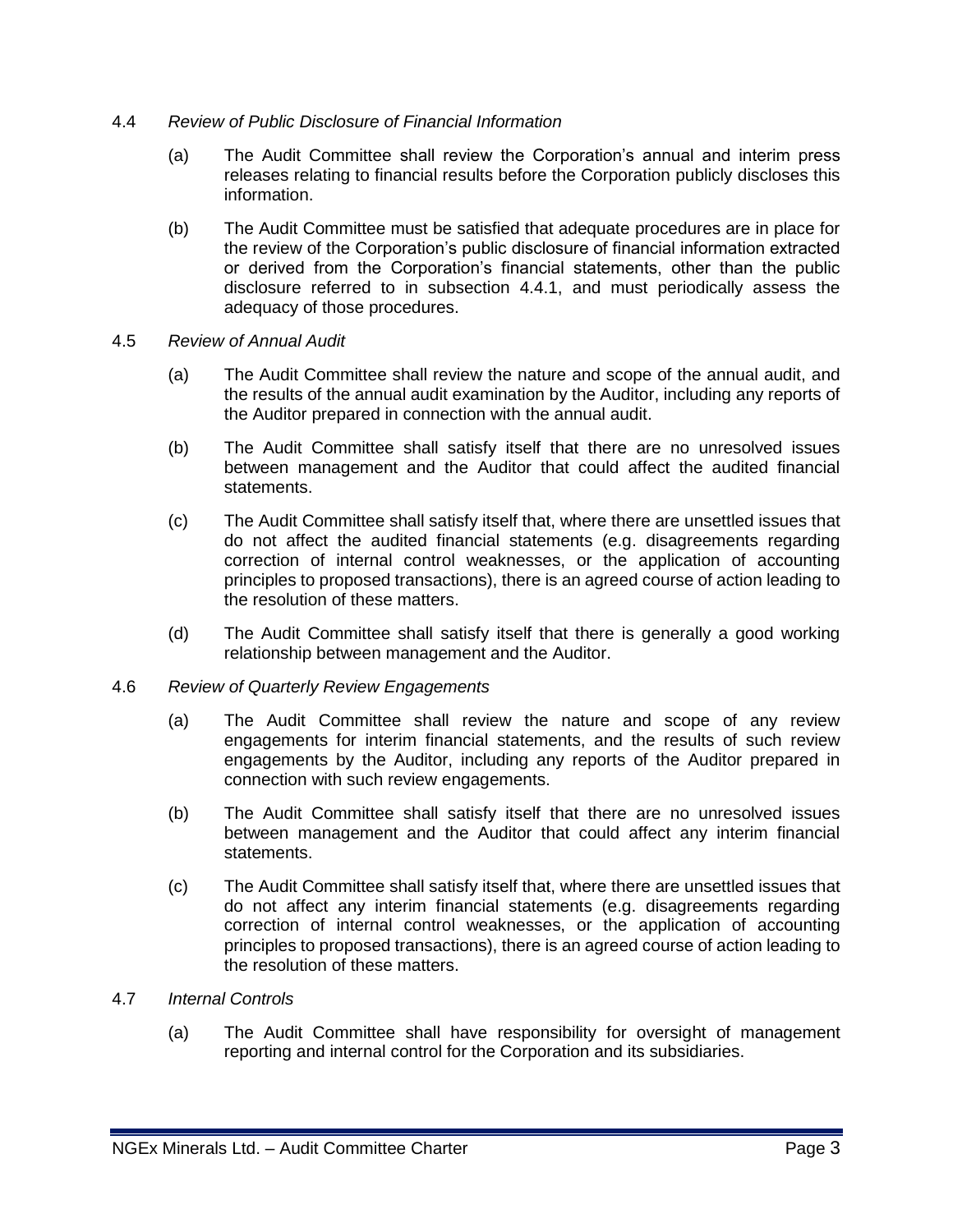4.4 *Review of Public Disclosure of Financial Information*

(a) The Audit Committee shall review the Corporation's annual and interim press releases relating to financial results before the Corporation publicly discloses this information.

(b) The Audit Committee must be satisfied that adequate procedures are in place for the review of the Corporation's public disclosure of financial information extracted or derived from the Corporation's financial statements, other than the public disclosure referred to in subsection 4.4.1, and must periodically assess the adequacy of those procedures.

4.5 *Review of Annual Audit*

(a) The Audit Committee shall review the nature and scope of the annual audit, and the results of the annual audit examination by the Auditor, including any reports of the Auditor prepared in connection with the annual audit.

(b) The Audit Committee shall satisfy itself that there are no unresolved issues between management and the Auditor that could affect the audited financial statements.

(c) The Audit Committee shall satisfy itself that, where there are unsettled issues that do not affect the audited financial statements (e.g. disagreements regarding correction of internal control weaknesses, or the application of accounting principles to proposed transactions), there is an agreed course of action leading to the resolution of these matters.

(d) The Audit Committee shall satisfy itself that there is generally a good working relationship between management and the Auditor.

4.6 *Review of Quarterly Review Engagements*

(a) The Audit Committee shall review the nature and scope of any review engagements for interim financial statements, and the results of such review engagements by the Auditor, including any reports of the Auditor prepared in connection with such review engagements.

(b) The Audit Committee shall satisfy itself that there are no unresolved issues between management and the Auditor that could affect any interim financial statements.

(c) The Audit Committee shall satisfy itself that, where there are unsettled issues that do not affect any interim financial statements (e.g. disagreements regarding correction of internal control weaknesses, or the application of accounting principles to proposed transactions), there is an agreed course of action leading to the resolution of these matters.

4.7 *Internal Controls*

(a) The Audit Committee shall have responsibility for oversight of management reporting and internal control for the Corporation and its subsidiaries.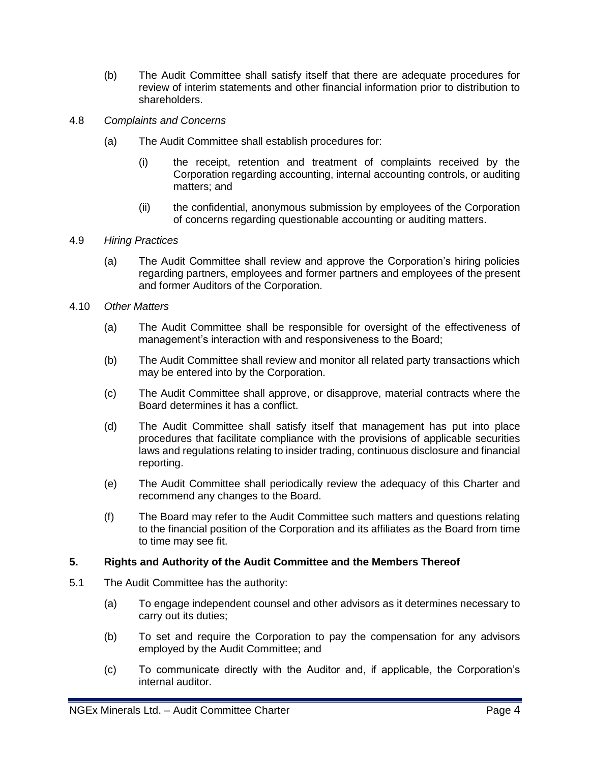(b) The Audit Committee shall satisfy itself that there are adequate procedures for review of interim statements and other financial information prior to distribution to shareholders.

4.8 *Complaints and Concerns*

(a) The Audit Committee shall establish procedures for:

(i) the receipt, retention and treatment of complaints received by the Corporation regarding accounting, internal accounting controls, or auditing matters; and

(ii) the confidential, anonymous submission by employees of the Corporation of concerns regarding questionable accounting or auditing matters.

4.9 *Hiring Practices*

(a) The Audit Committee shall review and approve the Corporation's hiring policies regarding partners, employees and former partners and employees of the present and former Auditors of the Corporation.

4.10 *Other Matters*

(a) The Audit Committee shall be responsible for oversight of the effectiveness of management's interaction with and responsiveness to the Board;

(b) The Audit Committee shall review and monitor all related party transactions which may be entered into by the Corporation.

(c) The Audit Committee shall approve, or disapprove, material contracts where the Board determines it has a conflict.

(d) The Audit Committee shall satisfy itself that management has put into place procedures that facilitate compliance with the provisions of applicable securities laws and regulations relating to insider trading, continuous disclosure and financial reporting.

(e) The Audit Committee shall periodically review the adequacy of this Charter and recommend any changes to the Board.

(f) The Board may refer to the Audit Committee such matters and questions relating to the financial position of the Corporation and its affiliates as the Board from time to time may see fit.

## 5. Rights and Authority of the Audit Committee and the Members Thereof

5.1 The Audit Committee has the authority:

(a) To engage independent counsel and other advisors as it determines necessary to carry out its duties;

(b) To set and require the Corporation to pay the compensation for any advisors employed by the Audit Committee; and

(c) To communicate directly with the Auditor and, if applicable, the Corporation's internal auditor.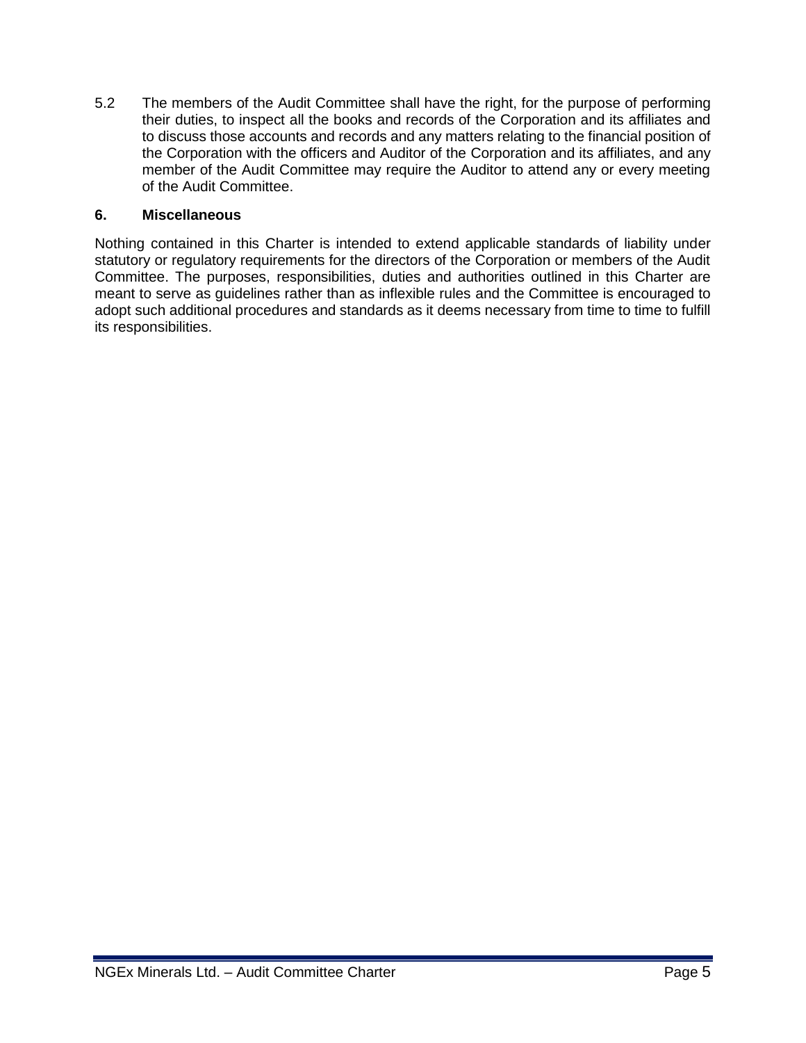5.2 The members of the Audit Committee shall have the right, for the purpose of performing their duties, to inspect all the books and records of the Corporation and its affiliates and to discuss those accounts and records and any matters relating to the financial position of the Corporation with the officers and Auditor of the Corporation and its affiliates, and any member of the Audit Committee may require the Auditor to attend any or every meeting of the Audit Committee.

## 6. Miscellaneous

Nothing contained in this Charter is intended to extend applicable standards of liability under statutory or regulatory requirements for the directors of the Corporation or members of the Audit Committee. The purposes, responsibilities, duties and authorities outlined in this Charter are meant to serve as guidelines rather than as inflexible rules and the Committee is encouraged to adopt such additional procedures and standards as it deems necessary from time to time to fulfill its responsibilities.